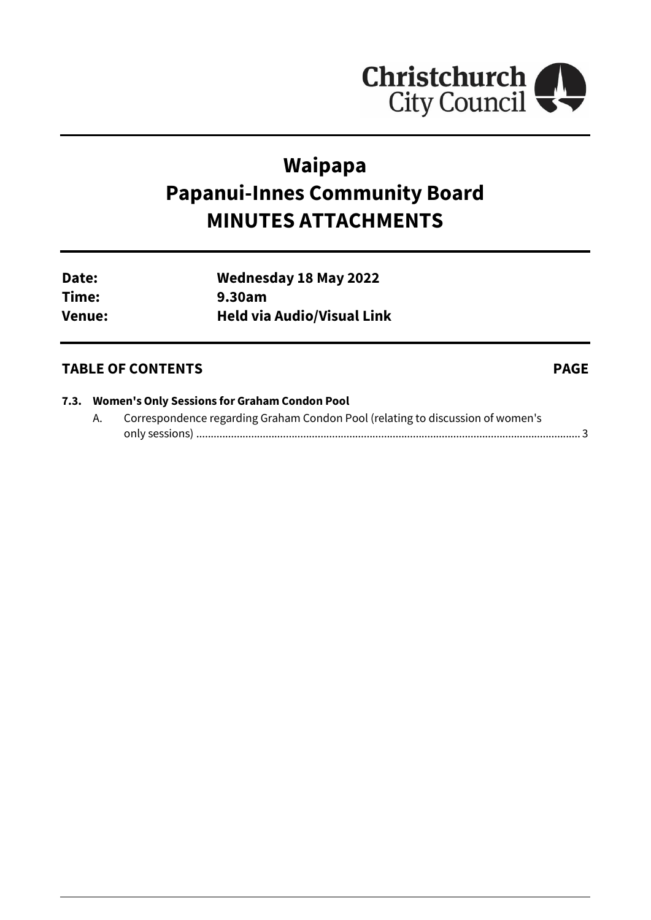Christchurch City Council

# Waipapa
# Papanui-Innes Community Board
# MINUTES ATTACHMENTS

| | |
|---|---|
| **Date:** | **Wednesday 18 May 2022** |
| **Time:** | **9.30am** |
| **Venue:** | **Held via Audio/Visual Link** |

## TABLE OF CONTENTS **PAGE**

**7.3. Women's Only Sessions for Graham Condon Pool**

A. Correspondence regarding Graham Condon Pool (relating to discussion of women's only sessions) ........................................................................................................................ 3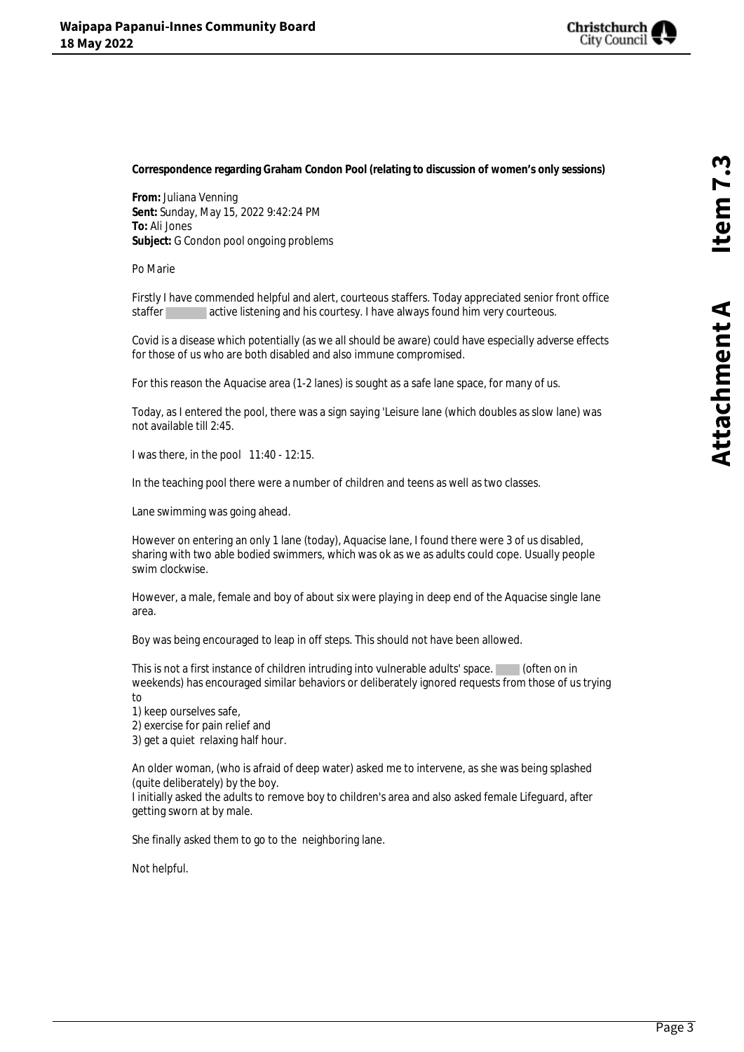**Correspondence regarding Graham Condon Pool (relating to discussion of women's only sessions)**

**From:** Juliana Venning
**Sent:** Sunday, May 15, 2022 9:42:24 PM
**To:** Ali Jones
**Subject:** G Condon pool ongoing problems

Po Marie

Firstly I have commended helpful and alert, courteous staffers. Today appreciated senior front office staffer active listening and his courtesy. I have always found him very courteous.

Covid is a disease which potentially (as we all should be aware) could have especially adverse effects for those of us who are both disabled and also immune compromised.

For this reason the Aquacise area (1-2 lanes) is sought as a safe lane space, for many of us.

Today, as I entered the pool, there was a sign saying 'Leisure lane (which doubles as slow lane) was not available till 2:45.

I was there, in the pool 11:40 - 12:15.

In the teaching pool there were a number of children and teens as well as two classes.

Lane swimming was going ahead.

However on entering an only 1 lane (today), Aquacise lane, I found there were 3 of us disabled, sharing with two able bodied swimmers, which was ok as we as adults could cope. Usually people swim clockwise.

However, a male, female and boy of about six were playing in deep end of the Aquacise single lane area.

Boy was being encouraged to leap in off steps. This should not have been allowed.

This is not a first instance of children intruding into vulnerable adults' space. (often on in weekends) has encouraged similar behaviors or deliberately ignored requests from those of us trying to

1) keep ourselves safe,
2) exercise for pain relief and
3) get a quiet relaxing half hour.

An older woman, (who is afraid of deep water) asked me to intervene, as she was being splashed (quite deliberately) by the boy.
I initially asked the adults to remove boy to children's area and also asked female Lifeguard, after getting sworn at by male.

She finally asked them to go to the neighboring lane.

Not helpful.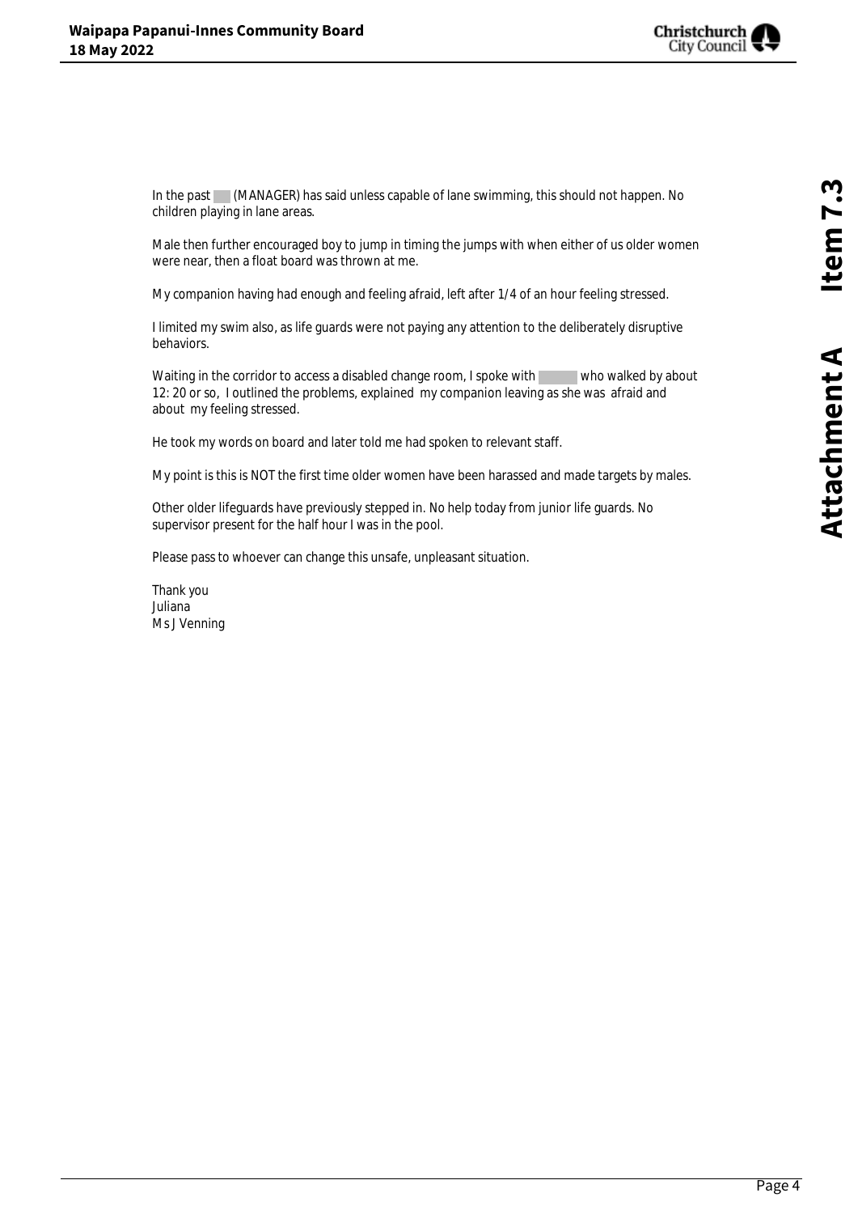In the past (MANAGER) has said unless capable of lane swimming, this should not happen. No children playing in lane areas.

Male then further encouraged boy to jump in timing the jumps with when either of us older women were near, then a float board was thrown at me.

My companion having had enough and feeling afraid, left after 1/4 of an hour feeling stressed.

I limited my swim also, as life guards were not paying any attention to the deliberately disruptive behaviors.

Waiting in the corridor to access a disabled change room, I spoke with who walked by about 12: 20 or so, I outlined the problems, explained my companion leaving as she was afraid and about my feeling stressed.

He took my words on board and later told me had spoken to relevant staff.

My point is this is NOT the first time older women have been harassed and made targets by males.

Other older lifeguards have previously stepped in. No help today from junior life guards. No supervisor present for the half hour I was in the pool.

Please pass to whoever can change this unsafe, unpleasant situation.

Thank you
Juliana
Ms J Venning